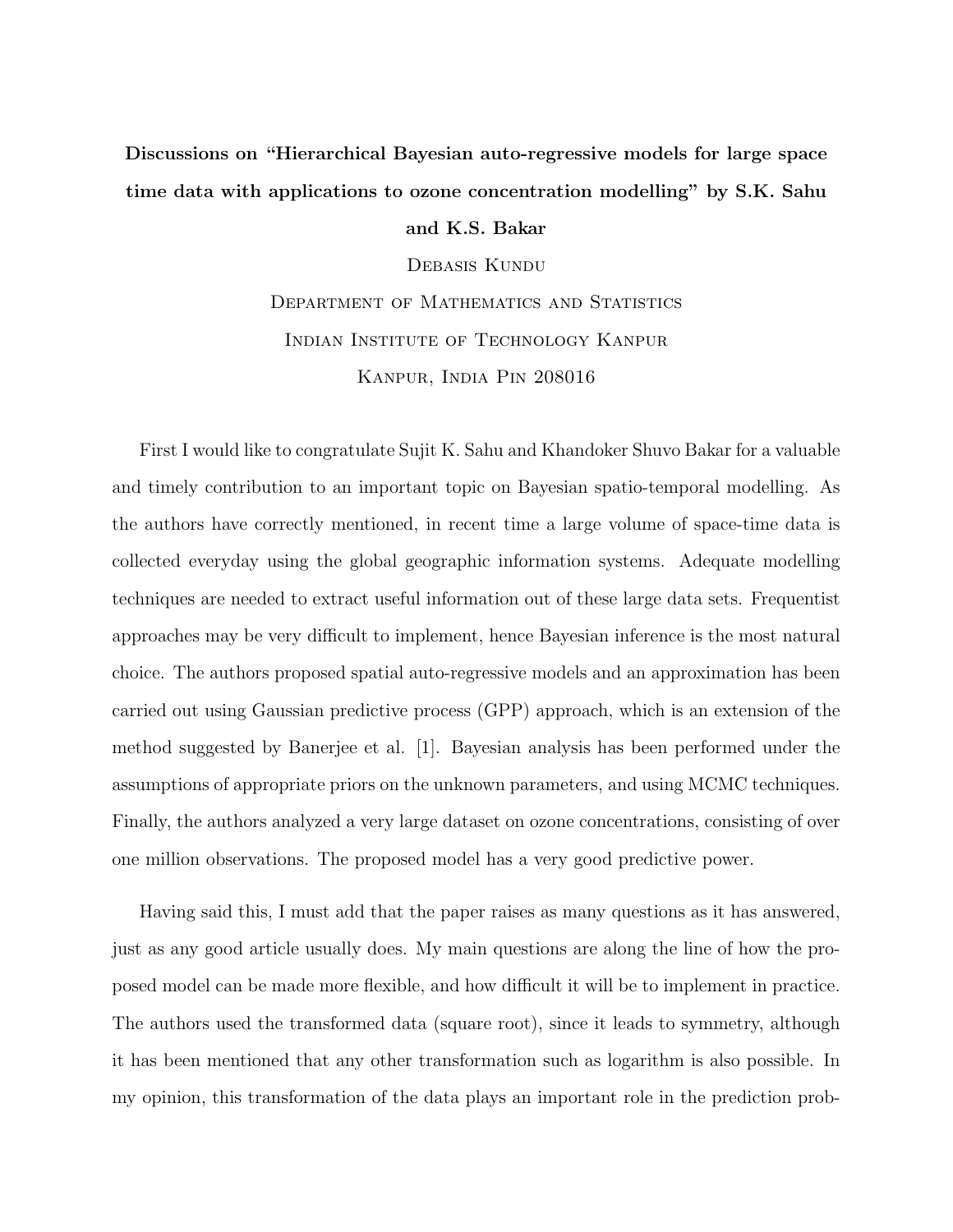# Discussions on "Hierarchical Bayesian auto-regressive models for large space time data with applications to ozone concentration modelling" by S.K. Sahu and K.S. Bakar

Debasis Kundu

Department of Mathematics and Statistics

Indian Institute of Technology Kanpur

Kanpur, India Pin 208016

First I would like to congratulate Sujit K. Sahu and Khandoker Shuvo Bakar for a valuable and timely contribution to an important topic on Bayesian spatio-temporal modelling. As the authors have correctly mentioned, in recent time a large volume of space-time data is collected everyday using the global geographic information systems. Adequate modelling techniques are needed to extract useful information out of these large data sets. Frequentist approaches may be very difficult to implement, hence Bayesian inference is the most natural choice. The authors proposed spatial auto-regressive models and an approximation has been carried out using Gaussian predictive process (GPP) approach, which is an extension of the method suggested by Banerjee et al. [1]. Bayesian analysis has been performed under the assumptions of appropriate priors on the unknown parameters, and using MCMC techniques. Finally, the authors analyzed a very large dataset on ozone concentrations, consisting of over one million observations. The proposed model has a very good predictive power.

Having said this, I must add that the paper raises as many questions as it has answered, just as any good article usually does. My main questions are along the line of how the proposed model can be made more flexible, and how difficult it will be to implement in practice. The authors used the transformed data (square root), since it leads to symmetry, although it has been mentioned that any other transformation such as logarithm is also possible. In my opinion, this transformation of the data plays an important role in the prediction prob-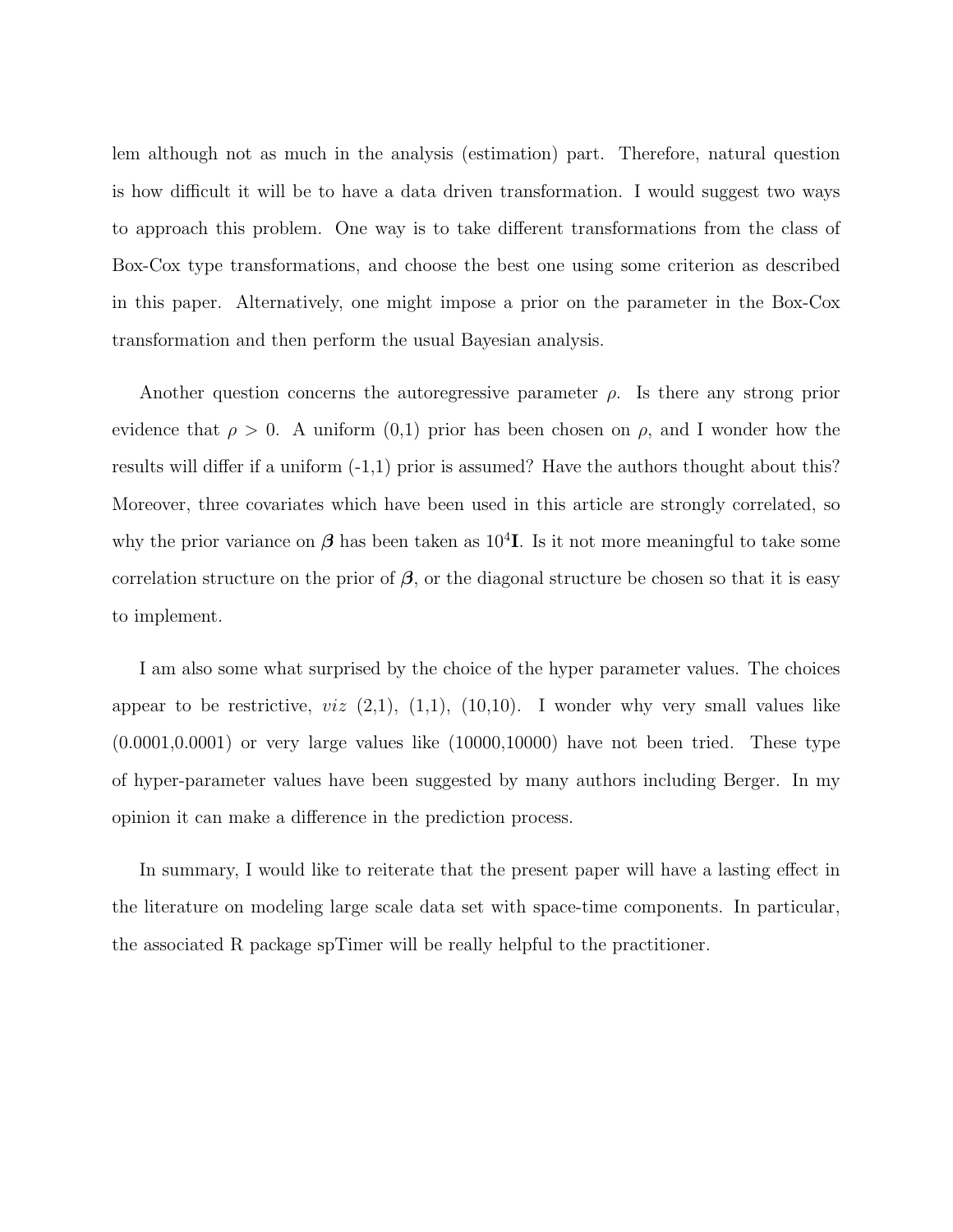lem although not as much in the analysis (estimation) part. Therefore, natural question is how difficult it will be to have a data driven transformation. I would suggest two ways to approach this problem. One way is to take different transformations from the class of Box-Cox type transformations, and choose the best one using some criterion as described in this paper. Alternatively, one might impose a prior on the parameter in the Box-Cox transformation and then perform the usual Bayesian analysis.

Another question concerns the autoregressive parameter $\rho$. Is there any strong prior evidence that $\rho > 0$. A uniform (0,1) prior has been chosen on $\rho$, and I wonder how the results will differ if a uniform (-1,1) prior is assumed? Have the authors thought about this? Moreover, three covariates which have been used in this article are strongly correlated, so why the prior variance on $\boldsymbol{\beta}$ has been taken as $10^4\mathbf{I}$. Is it not more meaningful to take some correlation structure on the prior of $\boldsymbol{\beta}$, or the diagonal structure be chosen so that it is easy to implement.

I am also some what surprised by the choice of the hyper parameter values. The choices appear to be restrictive, *viz* (2,1), (1,1), (10,10). I wonder why very small values like (0.0001,0.0001) or very large values like (10000,10000) have not been tried. These type of hyper-parameter values have been suggested by many authors including Berger. In my opinion it can make a difference in the prediction process.

In summary, I would like to reiterate that the present paper will have a lasting effect in the literature on modeling large scale data set with space-time components. In particular, the associated R package spTimer will be really helpful to the practitioner.